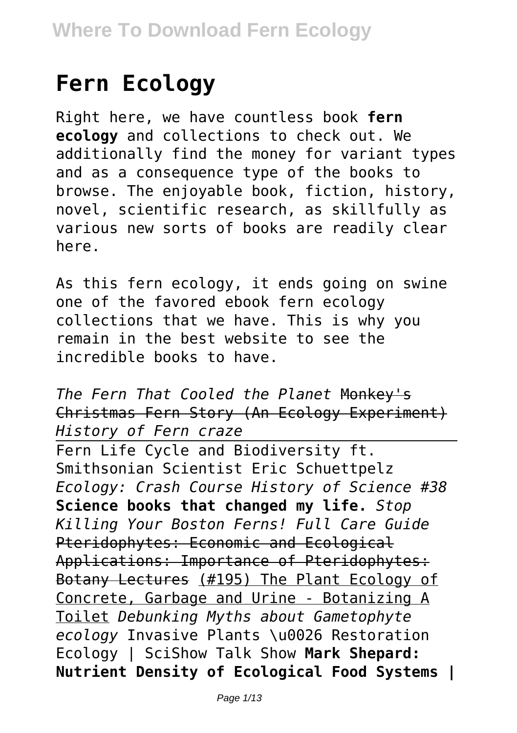# Fern Ecology

Right here, we have countless book **fern ecology** and collections to check out. We additionally find the money for variant types and as a consequence type of the books to browse. The enjoyable book, fiction, history, novel, scientific research, as skillfully as various new sorts of books are readily clear here.

As this fern ecology, it ends going on swine one of the favored ebook fern ecology collections that we have. This is why you remain in the best website to see the incredible books to have.

*The Fern That Cooled the Planet* ~~Monkey's Christmas Fern Story (An Ecology Experiment)~~ *History of Fern craze*

Fern Life Cycle and Biodiversity ft. Smithsonian Scientist Eric Schuettpelz *Ecology: Crash Course History of Science #38* **Science books that changed my life.** *Stop Killing Your Boston Ferns! Full Care Guide* Pteridophytes: Economic and Ecological Applications: Importance of Pteridophytes: Botany Lectures (#195) The Plant Ecology of Concrete, Garbage and Urine - Botanizing A Toilet *Debunking Myths about Gametophyte ecology* Invasive Plants \u0026 Restoration Ecology | SciShow Talk Show **Mark Shepard: Nutrient Density of Ecological Food Systems |**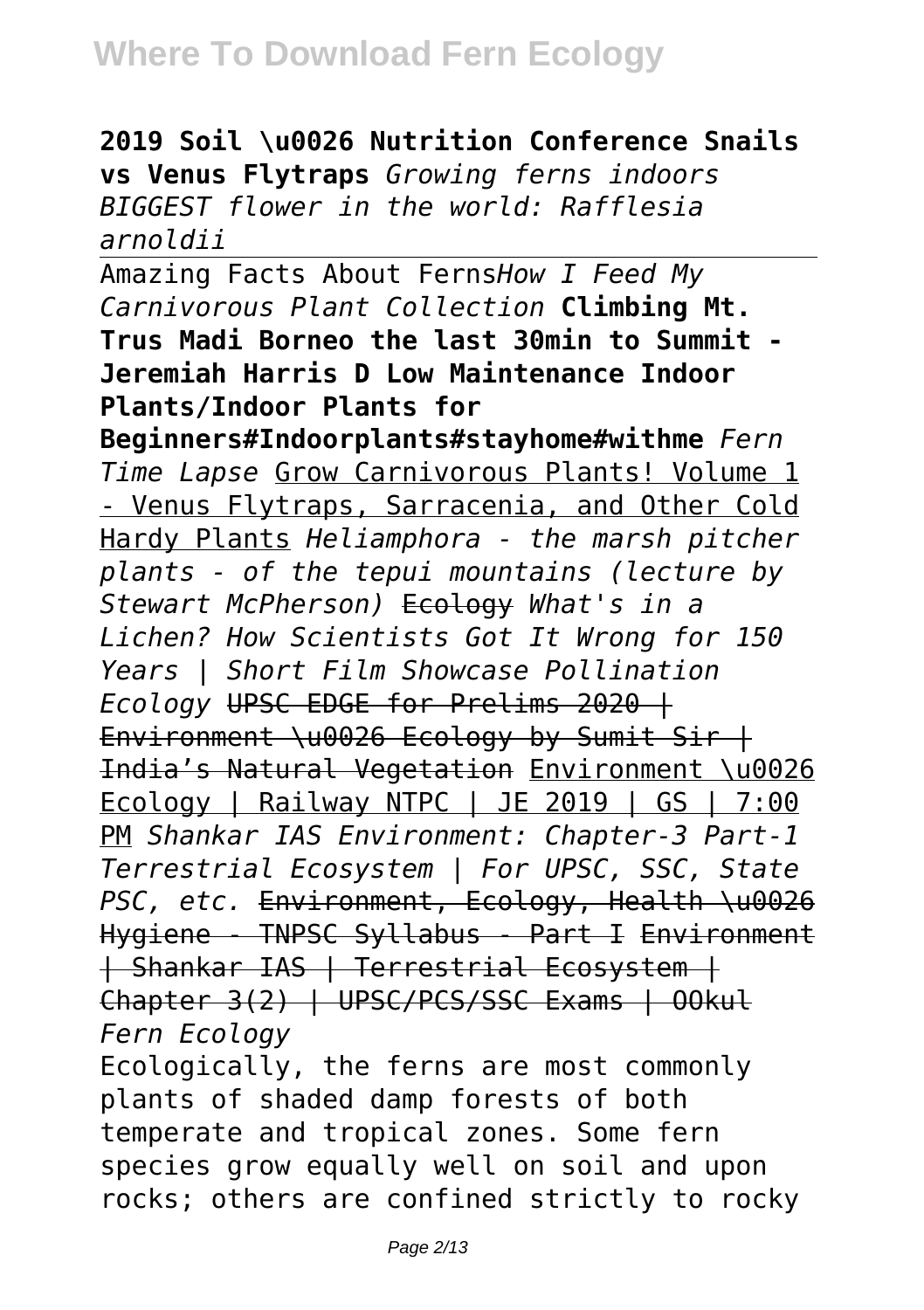**2019 Soil \u0026 Nutrition Conference Snails vs Venus Flytraps** *Growing ferns indoors BIGGEST flower in the world: Rafflesia arnoldii*

Amazing Facts About Ferns*How I Feed My Carnivorous Plant Collection* **Climbing Mt. Trus Madi Borneo the last 30min to Summit - Jeremiah Harris D Low Maintenance Indoor Plants/Indoor Plants for Beginners#Indoorplants#stayhome#withme** *Fern Time Lapse* Grow Carnivorous Plants! Volume 1 - Venus Flytraps, Sarracenia, and Other Cold Hardy Plants *Heliamphora - the marsh pitcher plants - of the tepui mountains (lecture by Stewart McPherson)* ~~Ecology~~ *What's in a Lichen? How Scientists Got It Wrong for 150 Years | Short Film Showcase Pollination Ecology* ~~UPSC EDGE for Prelims 2020 | Environment \u0026 Ecology by Sumit Sir | India's Natural Vegetation~~ Environment \u0026 Ecology | Railway NTPC | JE 2019 | GS | 7:00 PM *Shankar IAS Environment: Chapter-3 Part-1 Terrestrial Ecosystem | For UPSC, SSC, State PSC, etc.* ~~Environment, Ecology, Health \u0026 Hygiene - TNPSC Syllabus - Part I~~ ~~Environment | Shankar IAS | Terrestrial Ecosystem | Chapter 3(2) | UPSC/PCS/SSC Exams | OOkul~~ *Fern Ecology*

Ecologically, the ferns are most commonly plants of shaded damp forests of both temperate and tropical zones. Some fern species grow equally well on soil and upon rocks; others are confined strictly to rocky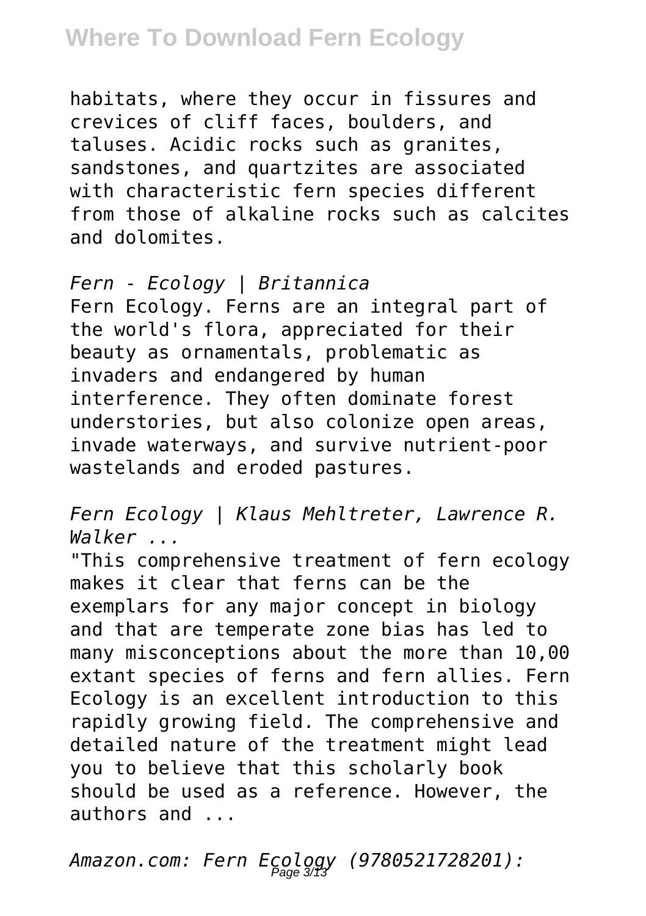habitats, where they occur in fissures and crevices of cliff faces, boulders, and taluses. Acidic rocks such as granites, sandstones, and quartzites are associated with characteristic fern species different from those of alkaline rocks such as calcites and dolomites.

*Fern - Ecology | Britannica*

Fern Ecology. Ferns are an integral part of the world's flora, appreciated for their beauty as ornamentals, problematic as invaders and endangered by human interference. They often dominate forest understories, but also colonize open areas, invade waterways, and survive nutrient-poor wastelands and eroded pastures.

*Fern Ecology | Klaus Mehltreter, Lawrence R. Walker ...*

"This comprehensive treatment of fern ecology makes it clear that ferns can be the exemplars for any major concept in biology and that are temperate zone bias has led to many misconceptions about the more than 10,00 extant species of ferns and fern allies. Fern Ecology is an excellent introduction to this rapidly growing field. The comprehensive and detailed nature of the treatment might lead you to believe that this scholarly book should be used as a reference. However, the authors and ...

*Amazon.com: Fern Ecology (9780521728201):*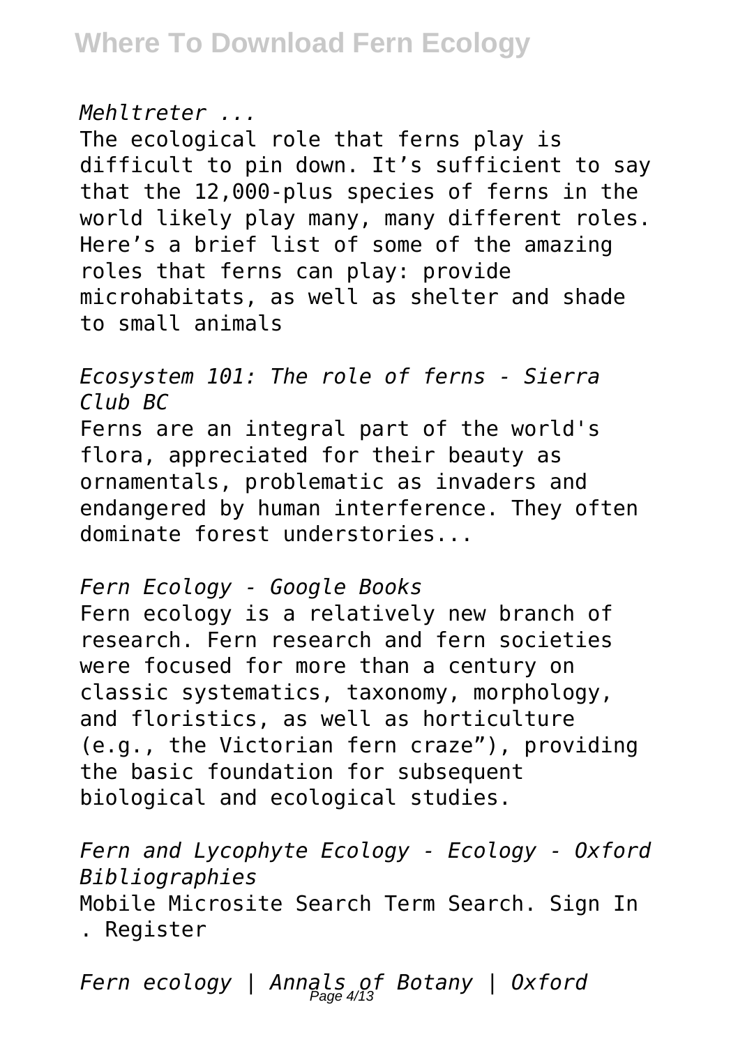*Mehltreter ...*

The ecological role that ferns play is difficult to pin down. It's sufficient to say that the 12,000-plus species of ferns in the world likely play many, many different roles. Here's a brief list of some of the amazing roles that ferns can play: provide microhabitats, as well as shelter and shade to small animals

*Ecosystem 101: The role of ferns - Sierra Club BC*

Ferns are an integral part of the world's flora, appreciated for their beauty as ornamentals, problematic as invaders and endangered by human interference. They often dominate forest understories...

*Fern Ecology - Google Books*

Fern ecology is a relatively new branch of research. Fern research and fern societies were focused for more than a century on classic systematics, taxonomy, morphology, and floristics, as well as horticulture (e.g., the Victorian fern craze"), providing the basic foundation for subsequent biological and ecological studies.

*Fern and Lycophyte Ecology - Ecology - Oxford Bibliographies*

Mobile Microsite Search Term Search. Sign In . Register

*Fern ecology | Annals of Botany | Oxford*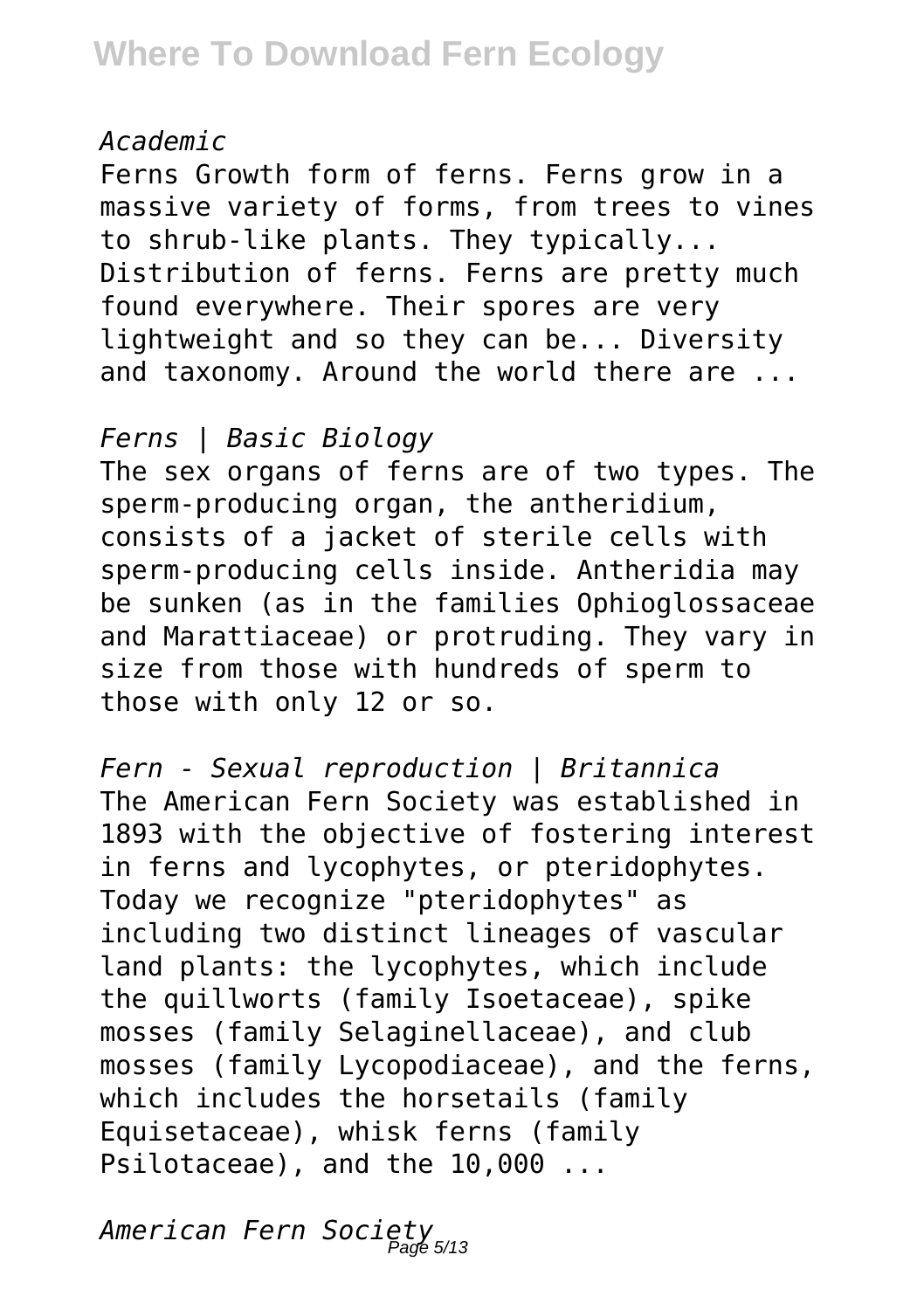*Academic*

Ferns Growth form of ferns. Ferns grow in a massive variety of forms, from trees to vines to shrub-like plants. They typically... Distribution of ferns. Ferns are pretty much found everywhere. Their spores are very lightweight and so they can be... Diversity and taxonomy. Around the world there are ...

*Ferns | Basic Biology*

The sex organs of ferns are of two types. The sperm-producing organ, the antheridium, consists of a jacket of sterile cells with sperm-producing cells inside. Antheridia may be sunken (as in the families Ophioglossaceae and Marattiaceae) or protruding. They vary in size from those with hundreds of sperm to those with only 12 or so.

*Fern - Sexual reproduction | Britannica*

The American Fern Society was established in 1893 with the objective of fostering interest in ferns and lycophytes, or pteridophytes. Today we recognize "pteridophytes" as including two distinct lineages of vascular land plants: the lycophytes, which include the quillworts (family Isoetaceae), spike mosses (family Selaginellaceae), and club mosses (family Lycopodiaceae), and the ferns, which includes the horsetails (family Equisetaceae), whisk ferns (family Psilotaceae), and the 10,000 ...

*American Fern Society*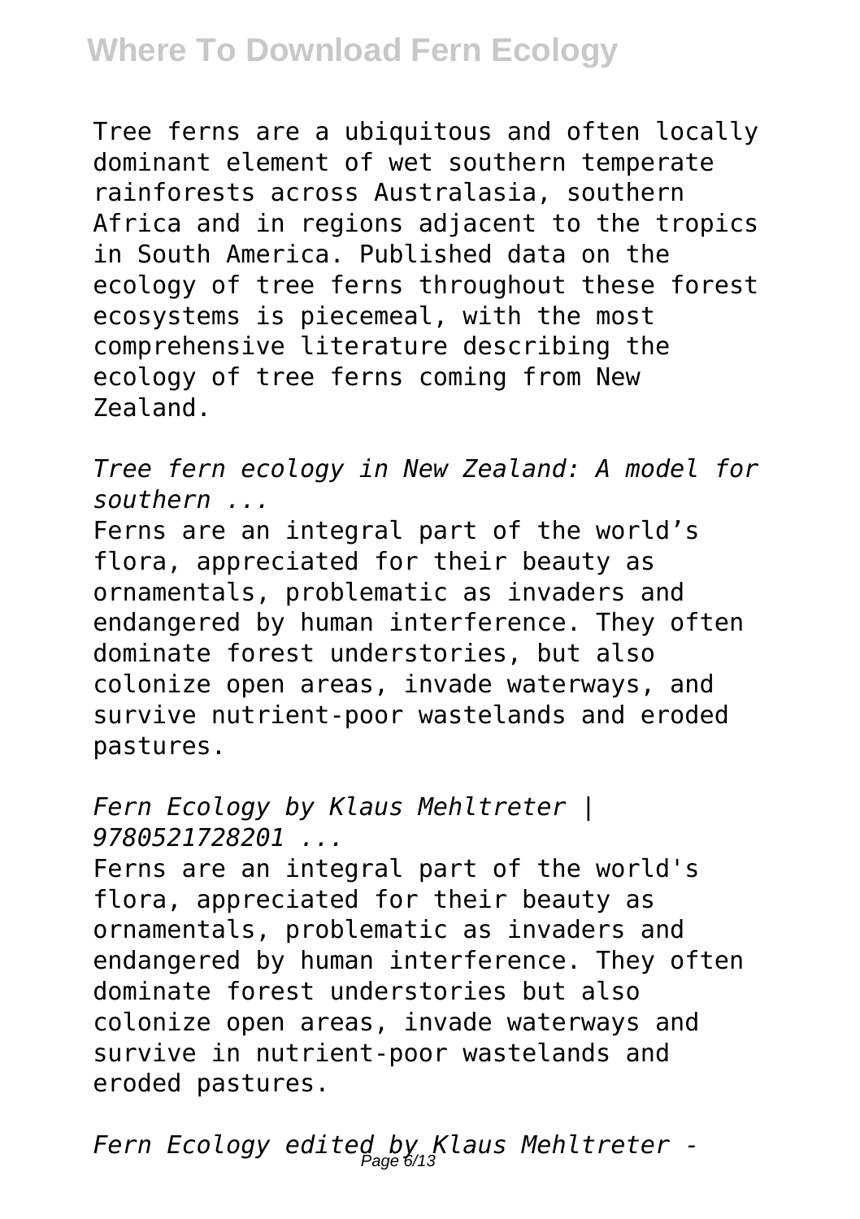Tree ferns are a ubiquitous and often locally dominant element of wet southern temperate rainforests across Australasia, southern Africa and in regions adjacent to the tropics in South America. Published data on the ecology of tree ferns throughout these forest ecosystems is piecemeal, with the most comprehensive literature describing the ecology of tree ferns coming from New Zealand.

*Tree fern ecology in New Zealand: A model for southern ...*

Ferns are an integral part of the world's flora, appreciated for their beauty as ornamentals, problematic as invaders and endangered by human interference. They often dominate forest understories, but also colonize open areas, invade waterways, and survive nutrient-poor wastelands and eroded pastures.

*Fern Ecology by Klaus Mehltreter | 9780521728201 ...*

Ferns are an integral part of the world's flora, appreciated for their beauty as ornamentals, problematic as invaders and endangered by human interference. They often dominate forest understories but also colonize open areas, invade waterways and survive in nutrient-poor wastelands and eroded pastures.

*Fern Ecology edited by Klaus Mehltreter -*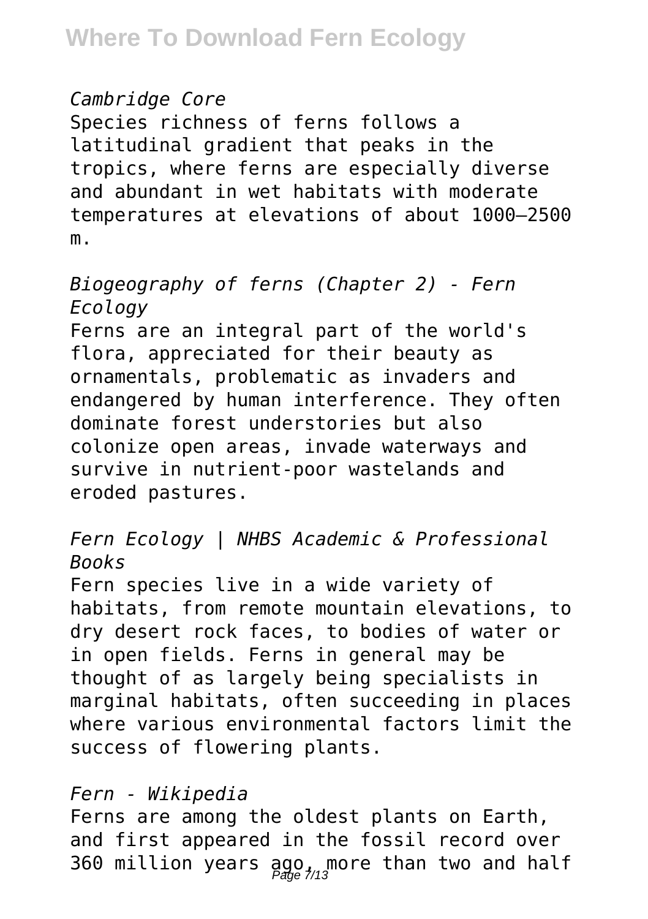*Cambridge Core*

Species richness of ferns follows a latitudinal gradient that peaks in the tropics, where ferns are especially diverse and abundant in wet habitats with moderate temperatures at elevations of about 1000–2500 m.

*Biogeography of ferns (Chapter 2) - Fern Ecology*

Ferns are an integral part of the world's flora, appreciated for their beauty as ornamentals, problematic as invaders and endangered by human interference. They often dominate forest understories but also colonize open areas, invade waterways and survive in nutrient-poor wastelands and eroded pastures.

*Fern Ecology | NHBS Academic & Professional Books*

Fern species live in a wide variety of habitats, from remote mountain elevations, to dry desert rock faces, to bodies of water or in open fields. Ferns in general may be thought of as largely being specialists in marginal habitats, often succeeding in places where various environmental factors limit the success of flowering plants.

*Fern - Wikipedia*

Ferns are among the oldest plants on Earth, and first appeared in the fossil record over 360 million years ago, more than two and half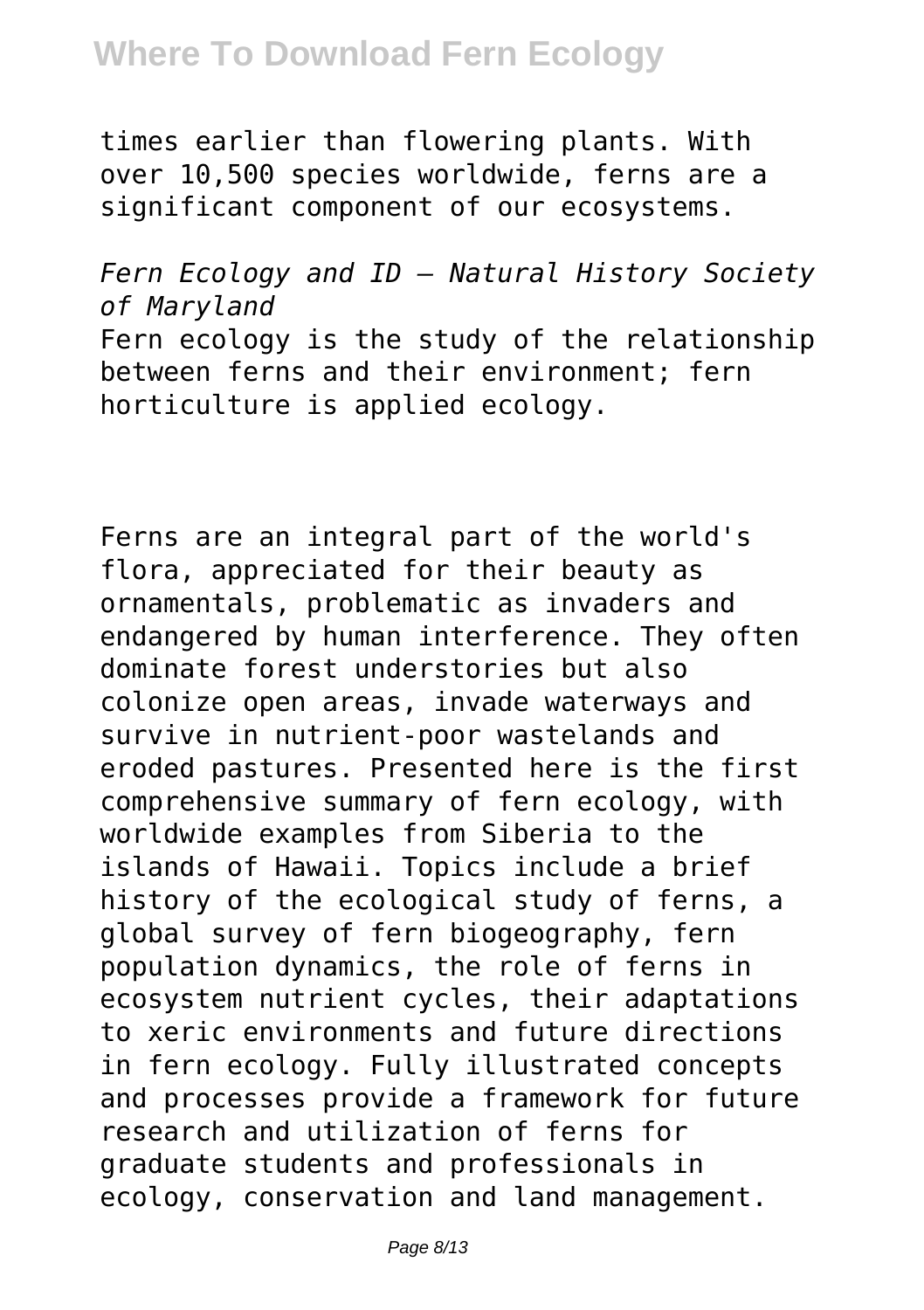times earlier than flowering plants. With over 10,500 species worldwide, ferns are a significant component of our ecosystems.

*Fern Ecology and ID – Natural History Society of Maryland*

Fern ecology is the study of the relationship between ferns and their environment; fern horticulture is applied ecology.

Ferns are an integral part of the world's flora, appreciated for their beauty as ornamentals, problematic as invaders and endangered by human interference. They often dominate forest understories but also colonize open areas, invade waterways and survive in nutrient-poor wastelands and eroded pastures. Presented here is the first comprehensive summary of fern ecology, with worldwide examples from Siberia to the islands of Hawaii. Topics include a brief history of the ecological study of ferns, a global survey of fern biogeography, fern population dynamics, the role of ferns in ecosystem nutrient cycles, their adaptations to xeric environments and future directions in fern ecology. Fully illustrated concepts and processes provide a framework for future research and utilization of ferns for graduate students and professionals in ecology, conservation and land management.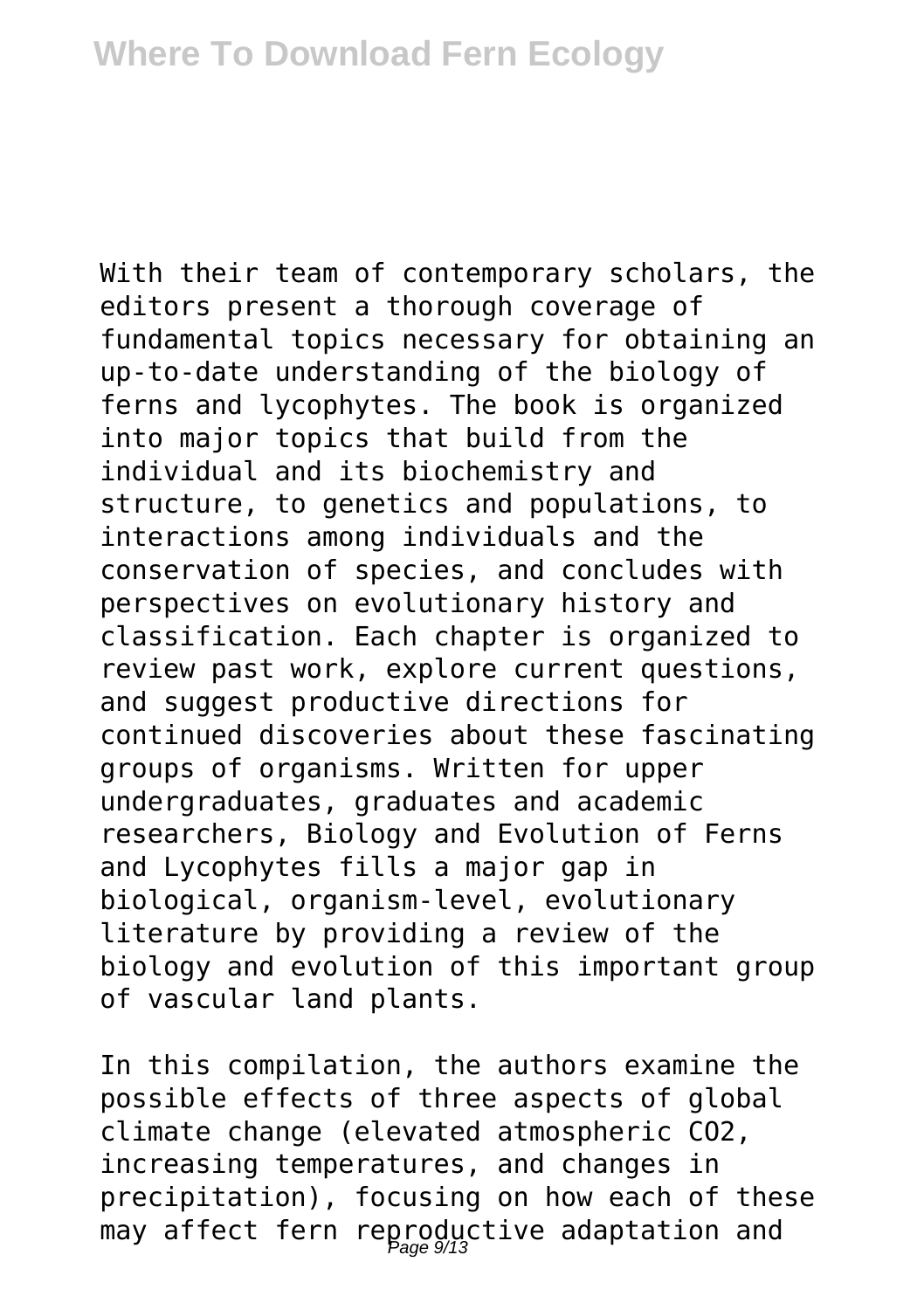With their team of contemporary scholars, the editors present a thorough coverage of fundamental topics necessary for obtaining an up-to-date understanding of the biology of ferns and lycophytes. The book is organized into major topics that build from the individual and its biochemistry and structure, to genetics and populations, to interactions among individuals and the conservation of species, and concludes with perspectives on evolutionary history and classification. Each chapter is organized to review past work, explore current questions, and suggest productive directions for continued discoveries about these fascinating groups of organisms. Written for upper undergraduates, graduates and academic researchers, Biology and Evolution of Ferns and Lycophytes fills a major gap in biological, organism-level, evolutionary literature by providing a review of the biology and evolution of this important group of vascular land plants.

In this compilation, the authors examine the possible effects of three aspects of global climate change (elevated atmospheric $CO_2$, increasing temperatures, and changes in precipitation), focusing on how each of these may affect fern reproductive adaptation and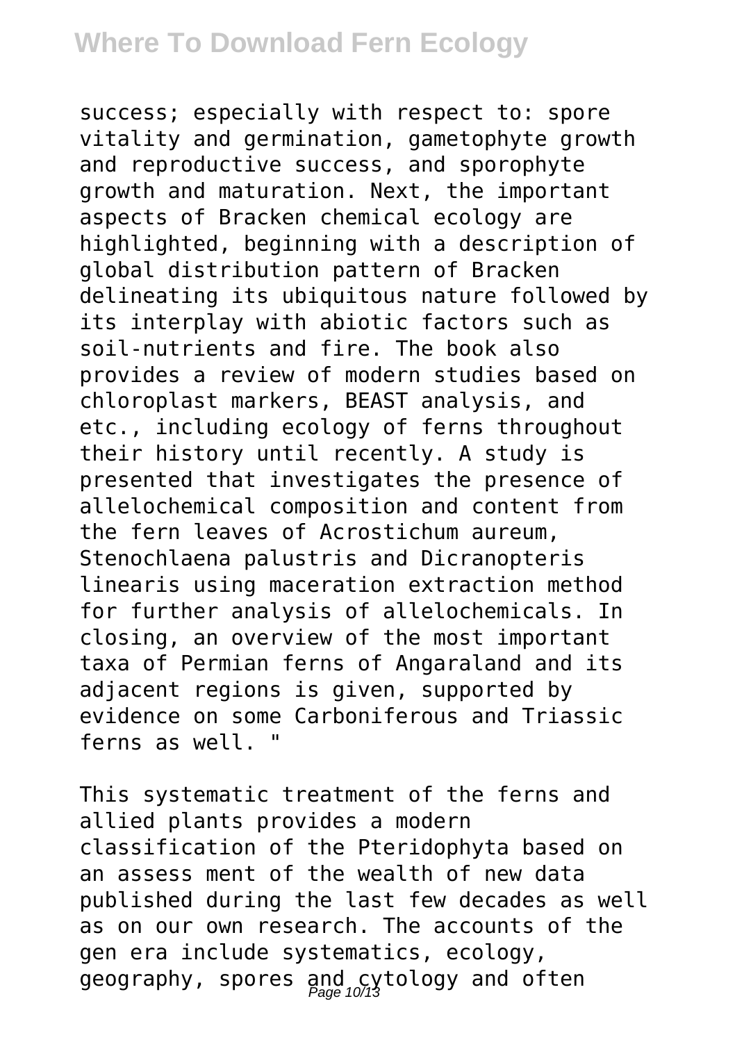success; especially with respect to: spore vitality and germination, gametophyte growth and reproductive success, and sporophyte growth and maturation. Next, the important aspects of Bracken chemical ecology are highlighted, beginning with a description of global distribution pattern of Bracken delineating its ubiquitous nature followed by its interplay with abiotic factors such as soil-nutrients and fire. The book also provides a review of modern studies based on chloroplast markers, BEAST analysis, and etc., including ecology of ferns throughout their history until recently. A study is presented that investigates the presence of allelochemical composition and content from the fern leaves of Acrostichum aureum, Stenochlaena palustris and Dicranopteris linearis using maceration extraction method for further analysis of allelochemicals. In closing, an overview of the most important taxa of Permian ferns of Angaraland and its adjacent regions is given, supported by evidence on some Carboniferous and Triassic ferns as well. "

This systematic treatment of the ferns and allied plants provides a modern classification of the Pteridophyta based on an assess ment of the wealth of new data published during the last few decades as well as on our own research. The accounts of the gen era include systematics, ecology, geography, spores and cytology and often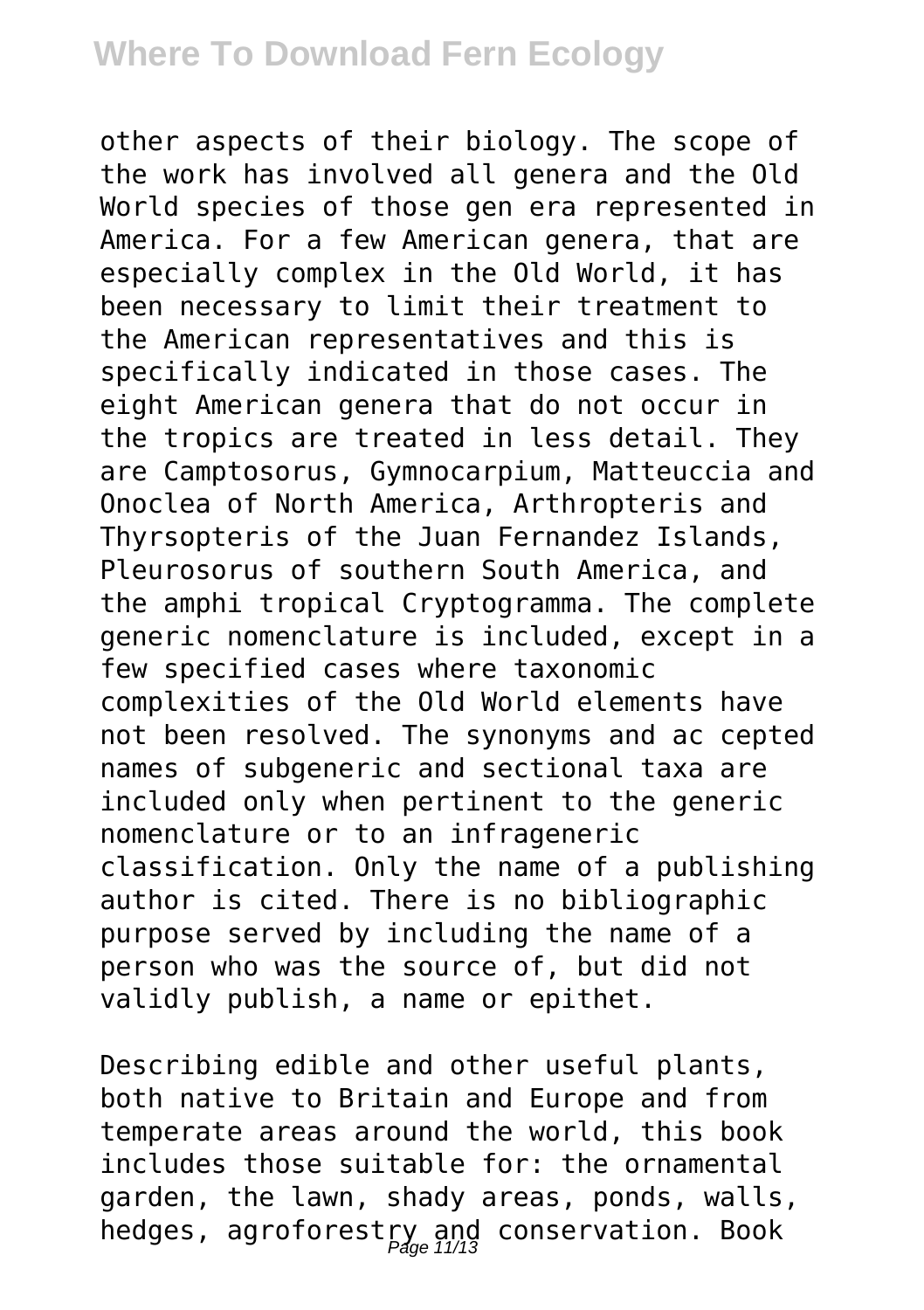other aspects of their biology. The scope of the work has involved all genera and the Old World species of those gen era represented in America. For a few American genera, that are especially complex in the Old World, it has been necessary to limit their treatment to the American representatives and this is specifically indicated in those cases. The eight American genera that do not occur in the tropics are treated in less detail. They are Camptosorus, Gymnocarpium, Matteuccia and Onoclea of North America, Arthropteris and Thyrsopteris of the Juan Fernandez Islands, Pleurosorus of southern South America, and the amphi tropical Cryptogramma. The complete generic nomenclature is included, except in a few specified cases where taxonomic complexities of the Old World elements have not been resolved. The synonyms and ac cepted names of subgeneric and sectional taxa are included only when pertinent to the generic nomenclature or to an infrageneric classification. Only the name of a publishing author is cited. There is no bibliographic purpose served by including the name of a person who was the source of, but did not validly publish, a name or epithet.

Describing edible and other useful plants, both native to Britain and Europe and from temperate areas around the world, this book includes those suitable for: the ornamental garden, the lawn, shady areas, ponds, walls, hedges, agroforestry and conservation. Book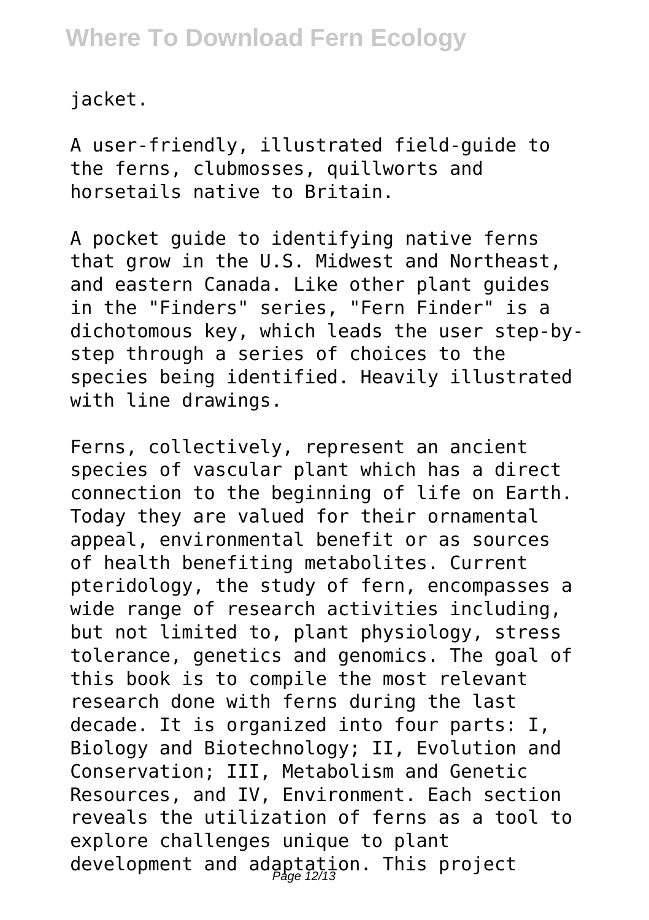jacket.

A user-friendly, illustrated field-guide to the ferns, clubmosses, quillworts and horsetails native to Britain.

A pocket guide to identifying native ferns that grow in the U.S. Midwest and Northeast, and eastern Canada. Like other plant guides in the "Finders" series, "Fern Finder" is a dichotomous key, which leads the user step-by-step through a series of choices to the species being identified. Heavily illustrated with line drawings.

Ferns, collectively, represent an ancient species of vascular plant which has a direct connection to the beginning of life on Earth. Today they are valued for their ornamental appeal, environmental benefit or as sources of health benefiting metabolites. Current pteridology, the study of fern, encompasses a wide range of research activities including, but not limited to, plant physiology, stress tolerance, genetics and genomics. The goal of this book is to compile the most relevant research done with ferns during the last decade. It is organized into four parts: I, Biology and Biotechnology; II, Evolution and Conservation; III, Metabolism and Genetic Resources, and IV, Environment. Each section reveals the utilization of ferns as a tool to explore challenges unique to plant development and adaptation. This project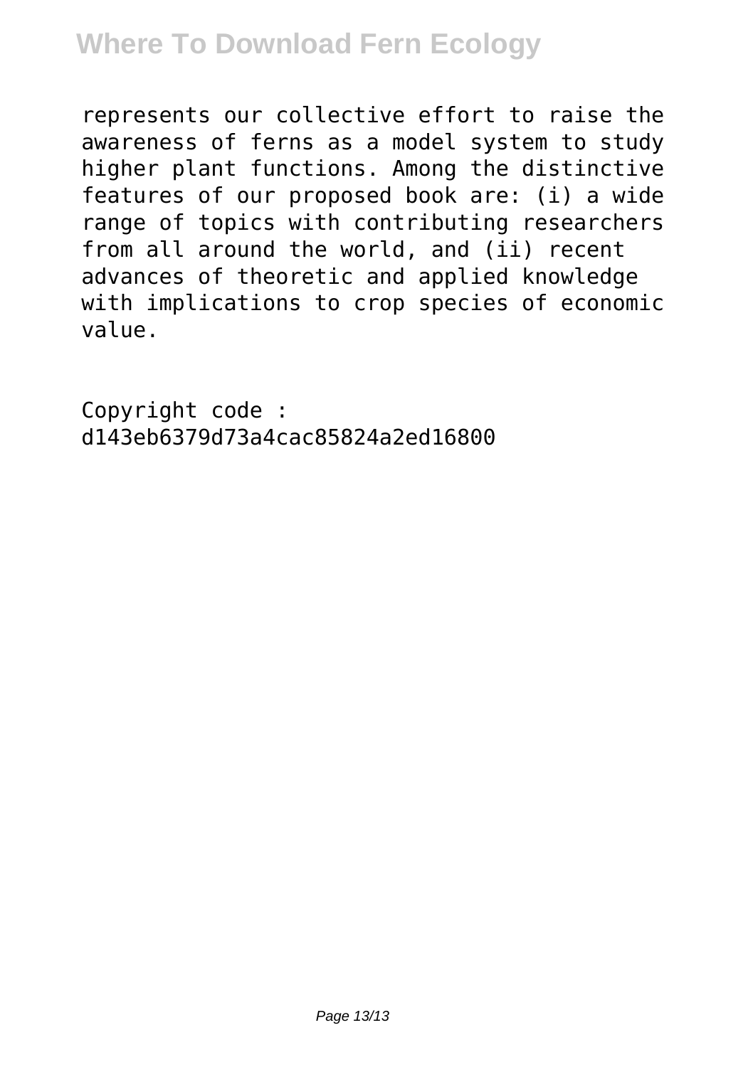represents our collective effort to raise the awareness of ferns as a model system to study higher plant functions. Among the distinctive features of our proposed book are: (i) a wide range of topics with contributing researchers from all around the world, and (ii) recent advances of theoretic and applied knowledge with implications to crop species of economic value.

Copyright code : d143eb6379d73a4cac85824a2ed16800